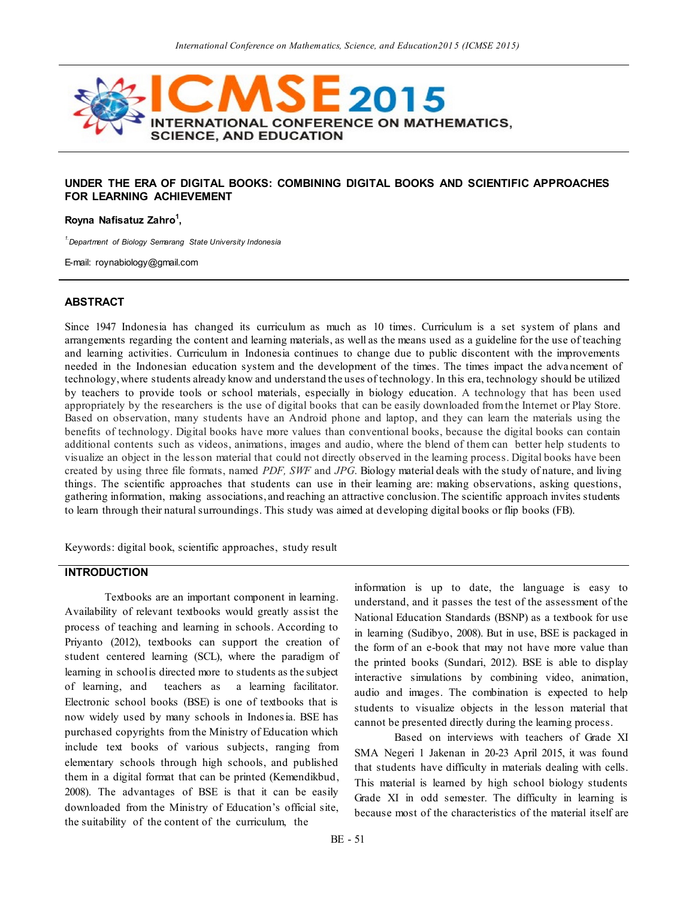# UNDER THE ERA OF DIGITAL BOOKS: COMBINING DIGITAL BOOKS AND SCIENTIFIC APPROACHES FOR LEARNING ACHIEVEMENT

**Royna Nafisatuz Zahro[1],**

[1] *Department of Biology Semarang State University Indonesia*

E-mail: roynabiology@gmail.com

## ABSTRACT

Since 1947 Indonesia has changed its curriculum as much as 10 times. Curriculum is a set system of plans and arrangements regarding the content and learning materials, as well as the means used as a guideline for the use of teaching and learning activities. Curriculum in Indonesia continues to change due to public discontent with the improvements needed in the Indonesian education system and the development of the times. The times impact the advancement of technology, where students already know and understand the uses of technology. In this era, technology should be utilized by teachers to provide tools or school materials, especially in biology education. A technology that has been used appropriately by the researchers is the use of digital books that can be easily downloaded from the Internet or Play Store. Based on observation, many students have an Android phone and laptop, and they can learn the materials using the benefits of technology. Digital books have more values than conventional books, because the digital books can contain additional contents such as videos, animations, images and audio, where the blend of them can better help students to visualize an object in the lesson material that could not directly observed in the learning process. Digital books have been created by using three file formats, named *PDF, SWF* and *JPG*. Biology material deals with the study of nature, and living things. The scientific approaches that students can use in their learning are: making observations, asking questions, gathering information, making associations, and reaching an attractive conclusion. The scientific approach invites students to learn through their natural surroundings. This study was aimed at developing digital books or flip books (FB).

Keywords: digital book, scientific approaches, study result

## INTRODUCTION

Textbooks are an important component in learning. Availability of relevant textbooks would greatly assist the process of teaching and learning in schools. According to Priyanto (2012), textbooks can support the creation of student centered learning (SCL), where the paradigm of learning in school is directed more to students as the subject of learning, and teachers as a learning facilitator. Electronic school books (BSE) is one of textbooks that is now widely used by many schools in Indonesia. BSE has purchased copyrights from the Ministry of Education which include text books of various subjects, ranging from elementary schools through high schools, and published them in a digital format that can be printed (Kemendikbud, 2008). The advantages of BSE is that it can be easily downloaded from the Ministry of Education's official site, the suitability of the content of the curriculum, the information is up to date, the language is easy to understand, and it passes the test of the assessment of the National Education Standards (BSNP) as a textbook for use in learning (Sudibyo, 2008). But in use, BSE is packaged in the form of an e-book that may not have more value than the printed books (Sundari, 2012). BSE is able to display interactive simulations by combining video, animation, audio and images. The combination is expected to help students to visualize objects in the lesson material that cannot be presented directly during the learning process.

Based on interviews with teachers of Grade XI SMA Negeri 1 Jakenan in 20-23 April 2015, it was found that students have difficulty in materials dealing with cells. This material is learned by high school biology students Grade XI in odd semester. The difficulty in learning is because most of the characteristics of the material itself are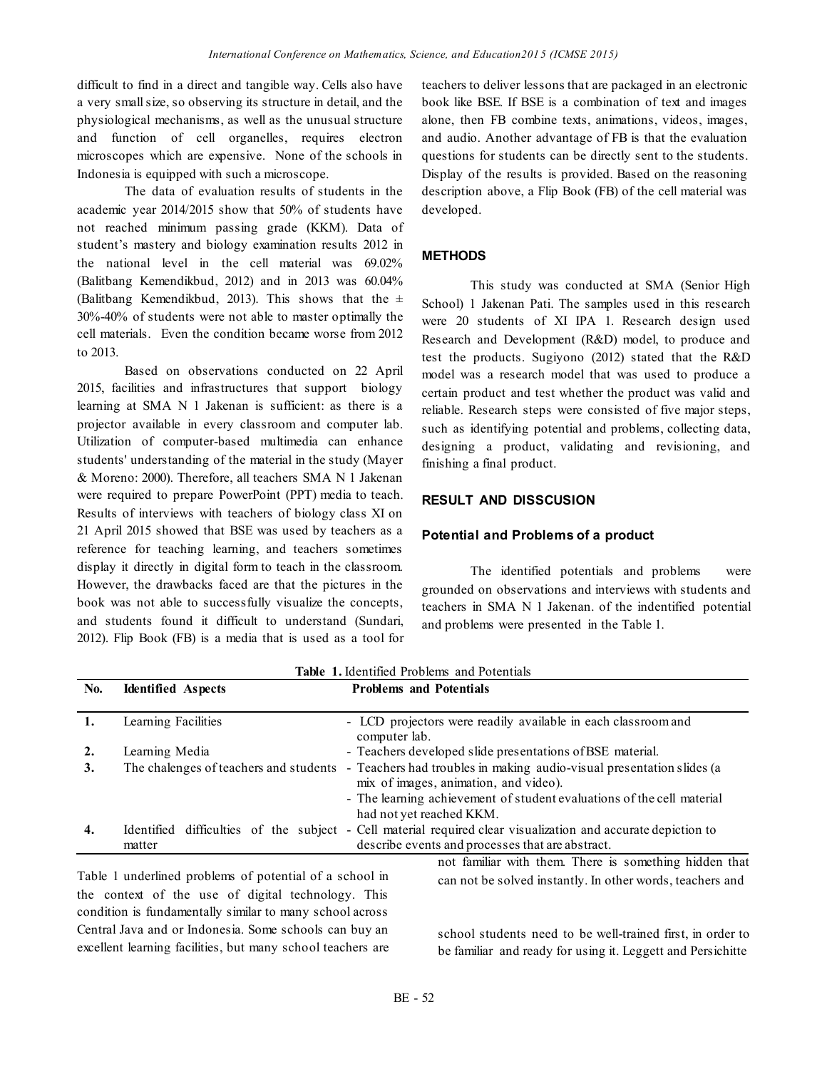difficult to find in a direct and tangible way. Cells also have a very small size, so observing its structure in detail, and the physiological mechanisms, as well as the unusual structure and function of cell organelles, requires electron microscopes which are expensive. None of the schools in Indonesia is equipped with such a microscope.

The data of evaluation results of students in the academic year 2014/2015 show that 50% of students have not reached minimum passing grade (KKM). Data of student's mastery and biology examination results 2012 in the national level in the cell material was 69.02% (Balitbang Kemendikbud, 2012) and in 2013 was 60.04% (Balitbang Kemendikbud, 2013). This shows that the ± 30%-40% of students were not able to master optimally the cell materials. Even the condition became worse from 2012 to 2013.

Based on observations conducted on 22 April 2015, facilities and infrastructures that support biology learning at SMA N 1 Jakenan is sufficient: as there is a projector available in every classroom and computer lab. Utilization of computer-based multimedia can enhance students' understanding of the material in the study (Mayer & Moreno: 2000). Therefore, all teachers SMA N 1 Jakenan were required to prepare PowerPoint (PPT) media to teach. Results of interviews with teachers of biology class XI on 21 April 2015 showed that BSE was used by teachers as a reference for teaching learning, and teachers sometimes display it directly in digital form to teach in the classroom. However, the drawbacks faced are that the pictures in the book was not able to successfully visualize the concepts, and students found it difficult to understand (Sundari, 2012). Flip Book (FB) is a media that is used as a tool for teachers to deliver lessons that are packaged in an electronic book like BSE. If BSE is a combination of text and images alone, then FB combine texts, animations, videos, images, and audio. Another advantage of FB is that the evaluation questions for students can be directly sent to the students. Display of the results is provided. Based on the reasoning description above, a Flip Book (FB) of the cell material was developed.

## METHODS

This study was conducted at SMA (Senior High School) 1 Jakenan Pati. The samples used in this research were 20 students of XI IPA 1. Research design used Research and Development (R&D) model, to produce and test the products. Sugiyono (2012) stated that the R&D model was a research model that was used to produce a certain product and test whether the product was valid and reliable. Research steps were consisted of five major steps, such as identifying potential and problems, collecting data, designing a product, validating and revisioning, and finishing a final product.

## RESULT AND DISSCUSION

### Potential and Problems of a product

The identified potentials and problems were grounded on observations and interviews with students and teachers in SMA N 1 Jakenan. of the indentified potential and problems were presented in the Table 1.

**Table 1.** Identified Problems and Potentials

| No. | Identified Aspects | Problems and Potentials |
|---|---|---|
| 1. | Learning Facilities | - LCD projectors were readily available in each classroom and computer lab. |
| 2. | Learning Media | - Teachers developed slide presentations of BSE material. |
| 3. | The chalenges of teachers and students | - Teachers had troubles in making audio-visual presentation slides (a mix of images, animation, and video).<br>- The learning achievement of student evaluations of the cell material had not yet reached KKM. |
| 4. | Identified difficulties of the subject matter | - Cell material required clear visualization and accurate depiction to describe events and processes that are abstract. |

Table 1 underlined problems of potential of a school in the context of the use of digital technology. This condition is fundamentally similar to many school across Central Java and or Indonesia. Some schools can buy an excellent learning facilities, but many school teachers are not familiar with them. There is something hidden that can not be solved instantly. In other words, teachers and school students need to be well-trained first, in order to be familiar and ready for using it. Leggett and Persichitte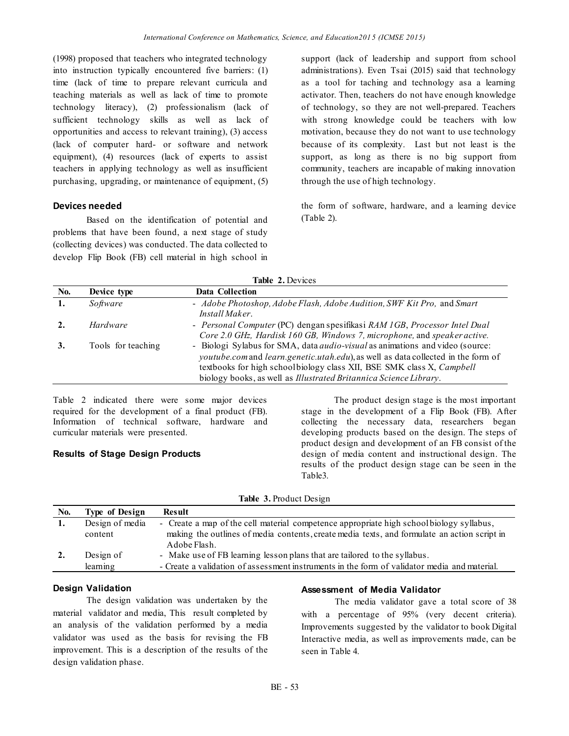(1998) proposed that teachers who integrated technology into instruction typically encountered five barriers: (1) time (lack of time to prepare relevant curricula and teaching materials as well as lack of time to promote technology literacy), (2) professionalism (lack of sufficient technology skills as well as lack of opportunities and access to relevant training), (3) access (lack of computer hard- or software and network equipment), (4) resources (lack of experts to assist teachers in applying technology as well as insufficient purchasing, upgrading, or maintenance of equipment, (5) support (lack of leadership and support from school administrations). Even Tsai (2015) said that technology as a tool for taching and technology asa a learning activator. Then, teachers do not have enough knowledge of technology, so they are not well-prepared. Teachers with strong knowledge could be teachers with low motivation, because they do not want to use technology because of its complexity. Last but not least is the support, as long as there is no big support from community, teachers are incapable of making innovation through the use of high technology.

## Devices needed

Based on the identification of potential and problems that have been found, a next stage of study (collecting devices) was conducted. The data collected to develop Flip Book (FB) cell material in high school in the form of software, hardware, and a learning device (Table 2).

**Table 2.** Devices

| No. | Device type | Data Collection |
|---|---|---|
| 1. | *Software* | - *Adobe Photoshop, Adobe Flash, Adobe Audition, SWF Kit Pro,* and *Smart Install Maker*. |
| 2. | *Hardware* | - *Personal Computer* (PC) dengan spesifikasi *RAM 1GB*, *Processor Intel Dual Core 2.0 GHz, Hardisk 160 GB, Windows 7, microphone,* and *speaker active.* |
| 3. | Tools for teaching | - Biologi Sylabus for SMA, data *audio-visual* as animations and video (source: *youtube.com* and *learn.genetic.utah.edu*), as well as data collected in the form of textbooks for high school biology class XII, BSE SMK class X, *Campbell* biology books, as well as *Illustrated Britannica Science Library*. |

Table 2 indicated there were some major devices required for the development of a final product (FB). Information of technical software, hardware and curricular materials were presented.

## Results of Stage Design Products

The product design stage is the most important stage in the development of a Flip Book (FB). After collecting the necessary data, researchers began developing products based on the design. The steps of product design and development of an FB consist of the design of media content and instructional design. The results of the product design stage can be seen in the Table3.

**Table 3.** Product Design

| No. | Type of Design | Result |
|---|---|---|
| 1. | Design of media content | - Create a map of the cell material competence appropriate high school biology syllabus, making the outlines of media contents, create media texts, and formulate an action script in Adobe Flash. |
| 2. | Design of learning | - Make use of FB learning lesson plans that are tailored to the syllabus.<br>- Create a validation of assessment instruments in the form of validator media and material. |

## Design Validation

The design validation was undertaken by the material validator and media, This result completed by an analysis of the validation performed by a media validator was used as the basis for revising the FB improvement. This is a description of the results of the design validation phase.

## Assessment of Media Validator

The media validator gave a total score of 38 with a percentage of 95% (very decent criteria). Improvements suggested by the validator to book Digital Interactive media, as well as improvements made, can be seen in Table 4.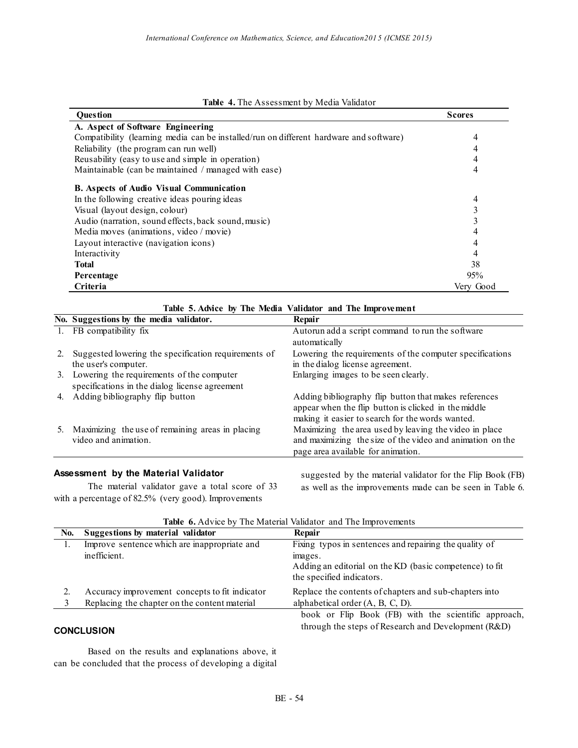**Table 4.** The Assessment by Media Validator

| Question | Scores |
|---|---|
| **A. Aspect of Software Engineering** | |
| Compatibility (learning media can be installed/run on different hardware and software) | 4 |
| Reliability (the program can run well) | 4 |
| Reusability (easy to use and simple in operation) | 4 |
| Maintainable (can be maintained / managed with ease) | 4 |
| **B. Aspects of Audio Visual Communication** | |
| In the following creative ideas pouring ideas | 4 |
| Visual (layout design, colour) | 3 |
| Audio (narration, sound effects, back sound, music) | 3 |
| Media moves (animations, video / movie) | 4 |
| Layout interactive (navigation icons) | 4 |
| Interactivity | 4 |
| **Total** | 38 |
| **Percentage** | 95% |
| **Criteria** | Very Good |

**Table 5. Advice by The Media Validator and The Improvement**

| No. | Suggestions by the media validator. | Repair |
|---|---|---|
| 1. | FB compatibility fix | Autorun add a script command to run the software automatically |
| 2. | Suggested lowering the specification requirements of the user's computer. | Lowering the requirements of the computer specifications in the dialog license agreement. |
| 3. | Lowering the requirements of the computer specifications in the dialog license agreement | Enlarging images to be seen clearly. |
| 4. | Adding bibliography flip button | Adding bibliography flip button that makes references appear when the flip button is clicked in the middle making it easier to search for the words wanted. |
| 5. | Maximizing the use of remaining areas in placing video and animation. | Maximizing the area used by leaving the video in place and maximizing the size of the video and animation on the page area available for animation. |

### Assessment by the Material Validator

The material validator gave a total score of 33 with a percentage of 82.5% (very good). Improvements suggested by the material validator for the Flip Book (FB) as well as the improvements made can be seen in Table 6.

**Table 6.** Advice by The Material Validator and The Improvements

| No. | Suggestions by material validator | Repair |
|---|---|---|
| 1. | Improve sentence which are inappropriate and inefficient. | Fixing typos in sentences and repairing the quality of images. Adding an editorial on the KD (basic competence) to fit the specified indicators. |
| 2. | Accuracy improvement concepts to fit indicator | Replace the contents of chapters and sub-chapters into alphabetical order (A, B, C, D). |
| 3 | Replacing the chapter on the content material | |

## CONCLUSION

Based on the results and explanations above, it can be concluded that the process of developing a digital book or Flip Book (FB) with the scientific approach, through the steps of Research and Development (R&D)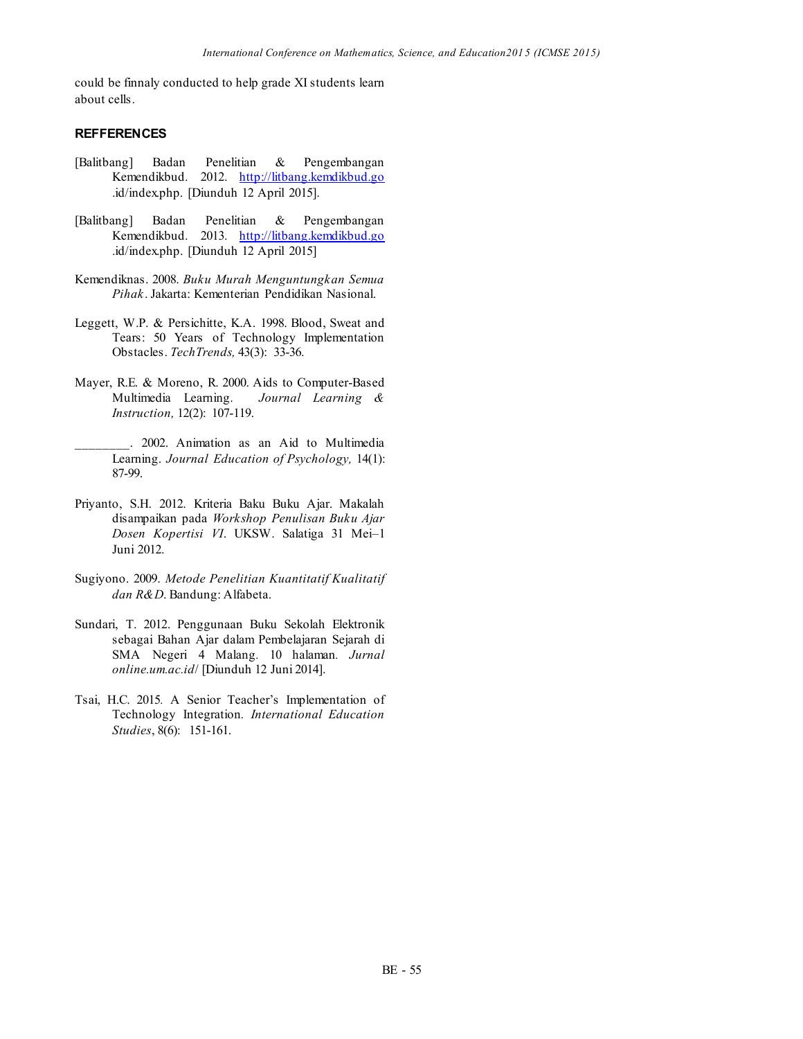could be finnaly conducted to help grade XI students learn about cells.

## REFFERENCES

[Balitbang] Badan Penelitian & Pengembangan Kemendikbud. 2012. http://litbang.kemdikbud.go .id/index.php. [Diunduh 12 April 2015].

[Balitbang] Badan Penelitian & Pengembangan Kemendikbud. 2013. http://litbang.kemdikbud.go .id/index.php. [Diunduh 12 April 2015]

Kemendiknas. 2008. *Buku Murah Menguntungkan Semua Pihak*. Jakarta: Kementerian Pendidikan Nasional.

Leggett, W.P. & Persichitte, K.A. 1998. Blood, Sweat and Tears: 50 Years of Technology Implementation Obstacles. *TechTrends,* 43(3): 33-36.

Mayer, R.E. & Moreno, R. 2000. Aids to Computer-Based Multimedia Learning. *Journal Learning & Instruction,* 12(2): 107-119.

________. 2002. Animation as an Aid to Multimedia Learning. *Journal Education of Psychology,* 14(1): 87-99.

Priyanto, S.H. 2012. Kriteria Baku Buku Ajar. Makalah disampaikan pada *Workshop Penulisan Buku Ajar Dosen Kopertisi VI*. UKSW. Salatiga 31 Mei–1 Juni 2012.

Sugiyono. 2009. *Metode Penelitian Kuantitatif Kualitatif dan R&D*. Bandung: Alfabeta.

Sundari, T. 2012. Penggunaan Buku Sekolah Elektronik sebagai Bahan Ajar dalam Pembelajaran Sejarah di SMA Negeri 4 Malang. 10 halaman. *Jurnal online.um.ac.id/* [Diunduh 12 Juni 2014].

Tsai, H.C. 2015. A Senior Teacher's Implementation of Technology Integration. *International Education Studies*, 8(6): 151-161.